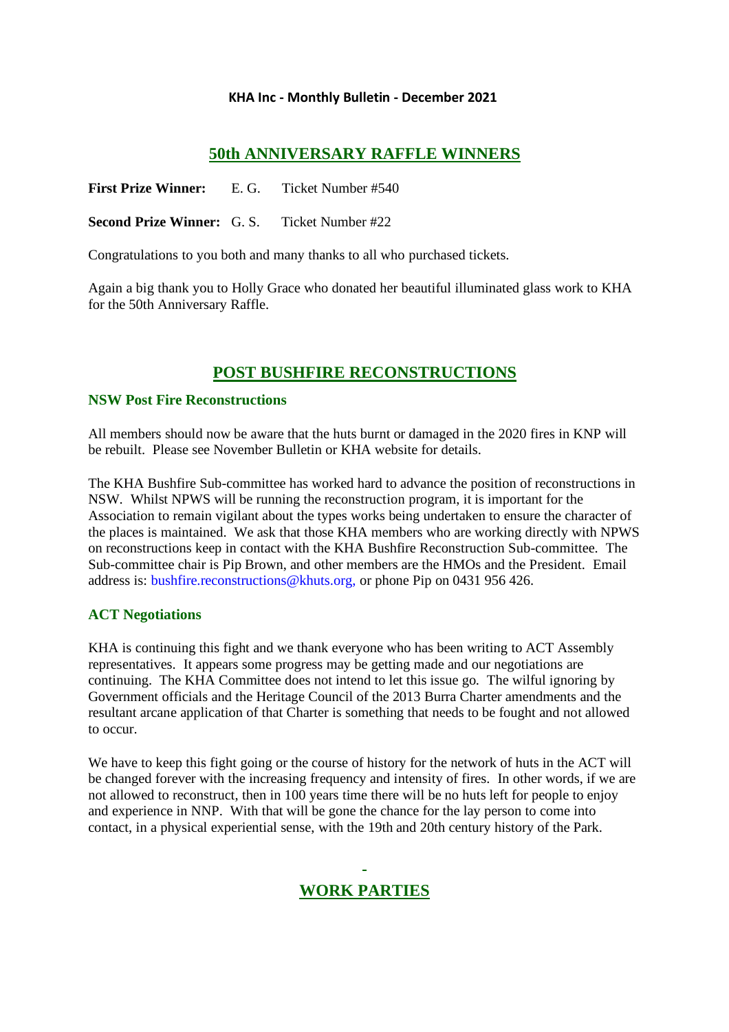**KHA Inc - Monthly Bulletin - December 2021**

## 50th ANNIVERSARY RAFFLE WINNERS

**First Prize Winner:** E. G. Ticket Number #540

**Second Prize Winner:** G. S. Ticket Number #22

Congratulations to you both and many thanks to all who purchased tickets.

Again a big thank you to Holly Grace who donated her beautiful illuminated glass work to KHA for the 50th Anniversary Raffle.

## POST BUSHFIRE RECONSTRUCTIONS

### NSW Post Fire Reconstructions

All members should now be aware that the huts burnt or damaged in the 2020 fires in KNP will be rebuilt. Please see November Bulletin or KHA website for details.

The KHA Bushfire Sub-committee has worked hard to advance the position of reconstructions in NSW. Whilst NPWS will be running the reconstruction program, it is important for the Association to remain vigilant about the types works being undertaken to ensure the character of the places is maintained. We ask that those KHA members who are working directly with NPWS on reconstructions keep in contact with the KHA Bushfire Reconstruction Sub-committee. The Sub-committee chair is Pip Brown, and other members are the HMOs and the President. Email address is: bushfire.reconstructions@khuts.org, or phone Pip on 0431 956 426.

### ACT Negotiations

KHA is continuing this fight and we thank everyone who has been writing to ACT Assembly representatives. It appears some progress may be getting made and our negotiations are continuing. The KHA Committee does not intend to let this issue go. The wilful ignoring by Government officials and the Heritage Council of the 2013 Burra Charter amendments and the resultant arcane application of that Charter is something that needs to be fought and not allowed to occur.

We have to keep this fight going or the course of history for the network of huts in the ACT will be changed forever with the increasing frequency and intensity of fires. In other words, if we are not allowed to reconstruct, then in 100 years time there will be no huts left for people to enjoy and experience in NNP. With that will be gone the chance for the lay person to come into contact, in a physical experiential sense, with the 19th and 20th century history of the Park.

## WORK PARTIES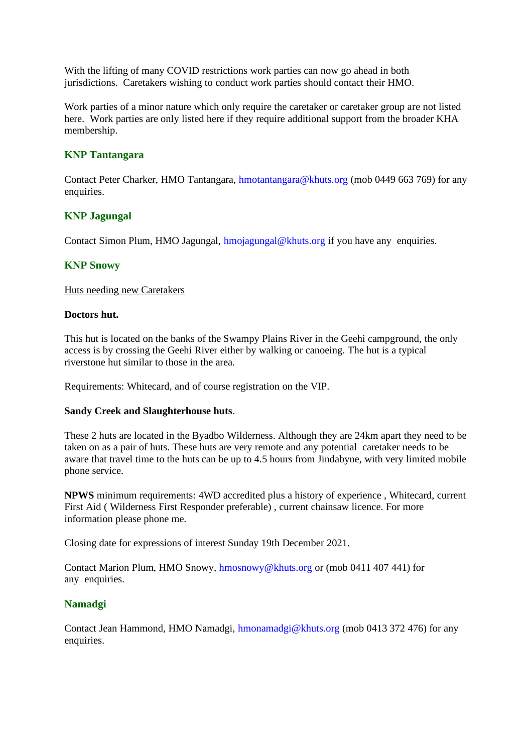With the lifting of many COVID restrictions work parties can now go ahead in both jurisdictions. Caretakers wishing to conduct work parties should contact their HMO.

Work parties of a minor nature which only require the caretaker or caretaker group are not listed here. Work parties are only listed here if they require additional support from the broader KHA membership.

### KNP Tantangara

Contact Peter Charker, HMO Tantangara, hmotantangara@khuts.org (mob 0449 663 769) for any enquiries.

### KNP Jagungal

Contact Simon Plum, HMO Jagungal, hmojagungal@khuts.org if you have any enquiries.

### KNP Snowy

Huts needing new Caretakers

**Doctors hut.**

This hut is located on the banks of the Swampy Plains River in the Geehi campground, the only access is by crossing the Geehi River either by walking or canoeing. The hut is a typical riverstone hut similar to those in the area.

Requirements: Whitecard, and of course registration on the VIP.

**Sandy Creek and Slaughterhouse huts**.

These 2 huts are located in the Byadbo Wilderness. Although they are 24km apart they need to be taken on as a pair of huts. These huts are very remote and any potential caretaker needs to be aware that travel time to the huts can be up to 4.5 hours from Jindabyne, with very limited mobile phone service.

**NPWS** minimum requirements: 4WD accredited plus a history of experience , Whitecard, current First Aid ( Wilderness First Responder preferable) , current chainsaw licence. For more information please phone me.

Closing date for expressions of interest Sunday 19th December 2021.

Contact Marion Plum, HMO Snowy, hmosnowy@khuts.org or (mob 0411 407 441) for any enquiries.

### Namadgi

Contact Jean Hammond, HMO Namadgi, hmonamadgi@khuts.org (mob 0413 372 476) for any enquiries.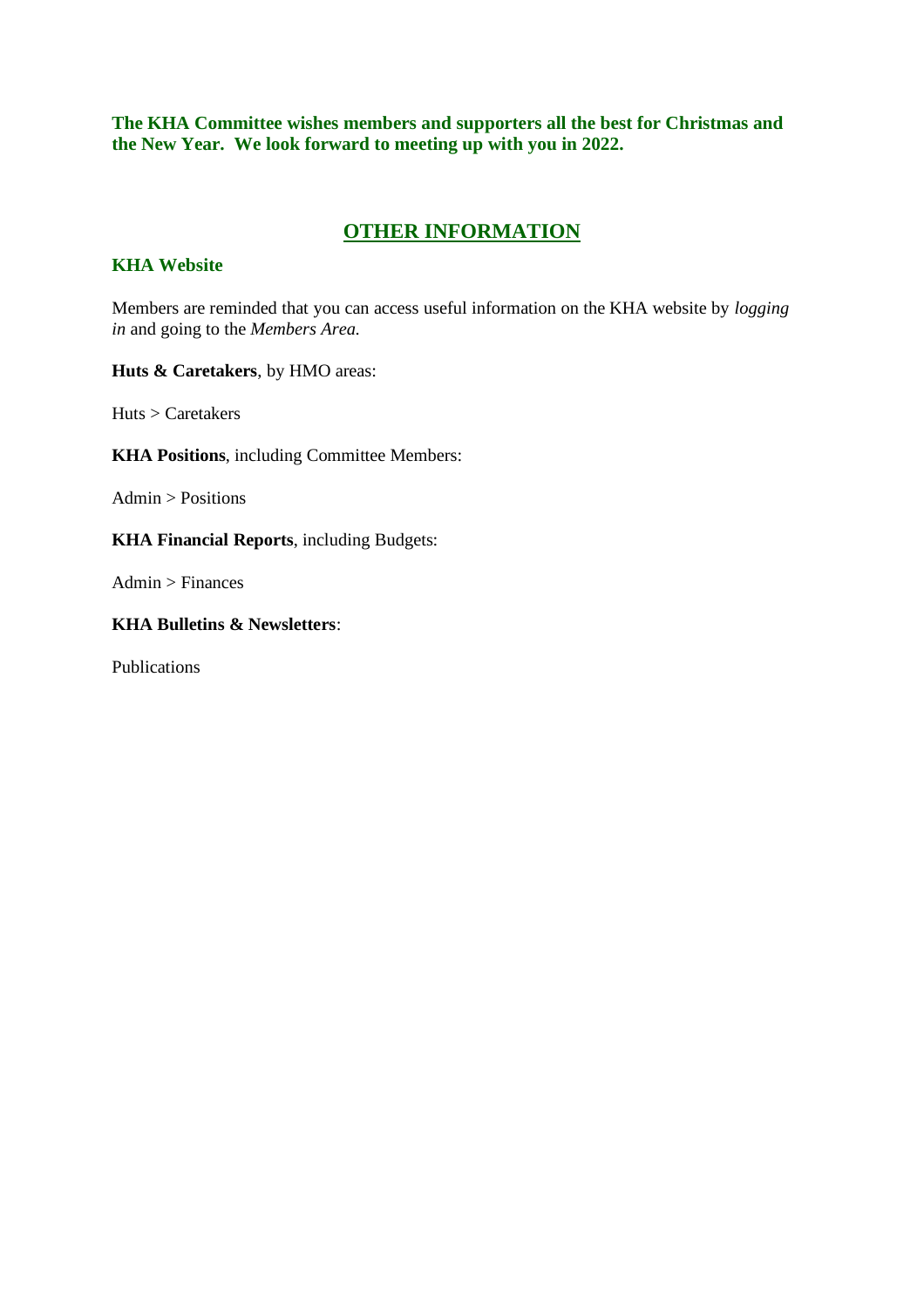**The KHA Committee wishes members and supporters all the best for Christmas and the New Year. We look forward to meeting up with you in 2022.**

## OTHER INFORMATION

### KHA Website

Members are reminded that you can access useful information on the KHA website by *logging in* and going to the *Members Area.*

**Huts & Caretakers**, by HMO areas:

Huts > Caretakers

**KHA Positions**, including Committee Members:

Admin > Positions

**KHA Financial Reports**, including Budgets:

Admin > Finances

**KHA Bulletins & Newsletters**:

Publications